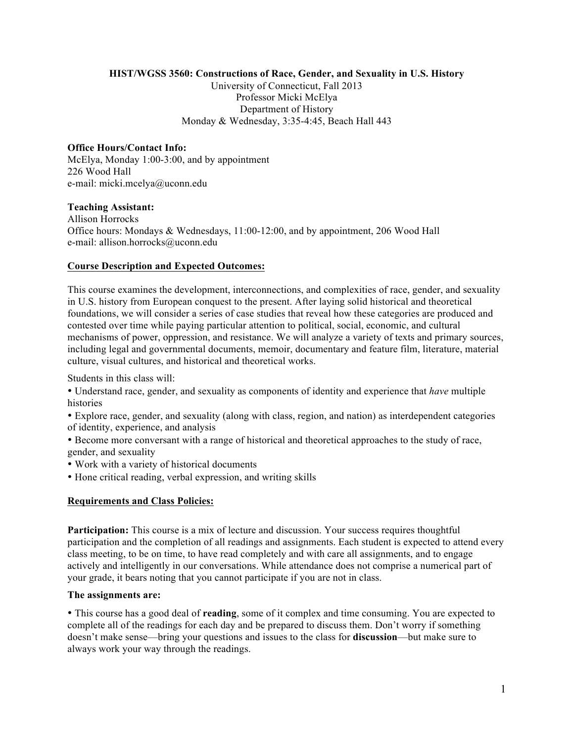# HIST/WGSS 3560: Constructions of Race, Gender, and Sexuality in U.S. History

University of Connecticut, Fall 2013
Professor Micki McElya
Department of History
Monday & Wednesday, 3:35-4:45, Beach Hall 443

**Office Hours/Contact Info:**
McElya, Monday 1:00-3:00, and by appointment
226 Wood Hall
e-mail: micki.mcelya@uconn.edu

**Teaching Assistant:**
Allison Horrocks
Office hours: Mondays & Wednesdays, 11:00-12:00, and by appointment, 206 Wood Hall
e-mail: allison.horrocks@uconn.edu

## Course Description and Expected Outcomes:

This course examines the development, interconnections, and complexities of race, gender, and sexuality in U.S. history from European conquest to the present. After laying solid historical and theoretical foundations, we will consider a series of case studies that reveal how these categories are produced and contested over time while paying particular attention to political, social, economic, and cultural mechanisms of power, oppression, and resistance. We will analyze a variety of texts and primary sources, including legal and governmental documents, memoir, documentary and feature film, literature, material culture, visual cultures, and historical and theoretical works.

Students in this class will:

- Understand race, gender, and sexuality as components of identity and experience that *have* multiple histories
- Explore race, gender, and sexuality (along with class, region, and nation) as interdependent categories of identity, experience, and analysis
- Become more conversant with a range of historical and theoretical approaches to the study of race, gender, and sexuality
- Work with a variety of historical documents
- Hone critical reading, verbal expression, and writing skills

## Requirements and Class Policies:

**Participation:** This course is a mix of lecture and discussion. Your success requires thoughtful participation and the completion of all readings and assignments. Each student is expected to attend every class meeting, to be on time, to have read completely and with care all assignments, and to engage actively and intelligently in our conversations. While attendance does not comprise a numerical part of your grade, it bears noting that you cannot participate if you are not in class.

**The assignments are:**

- This course has a good deal of **reading**, some of it complex and time consuming. You are expected to complete all of the readings for each day and be prepared to discuss them. Don't worry if something doesn't make sense—bring your questions and issues to the class for **discussion**—but make sure to always work your way through the readings.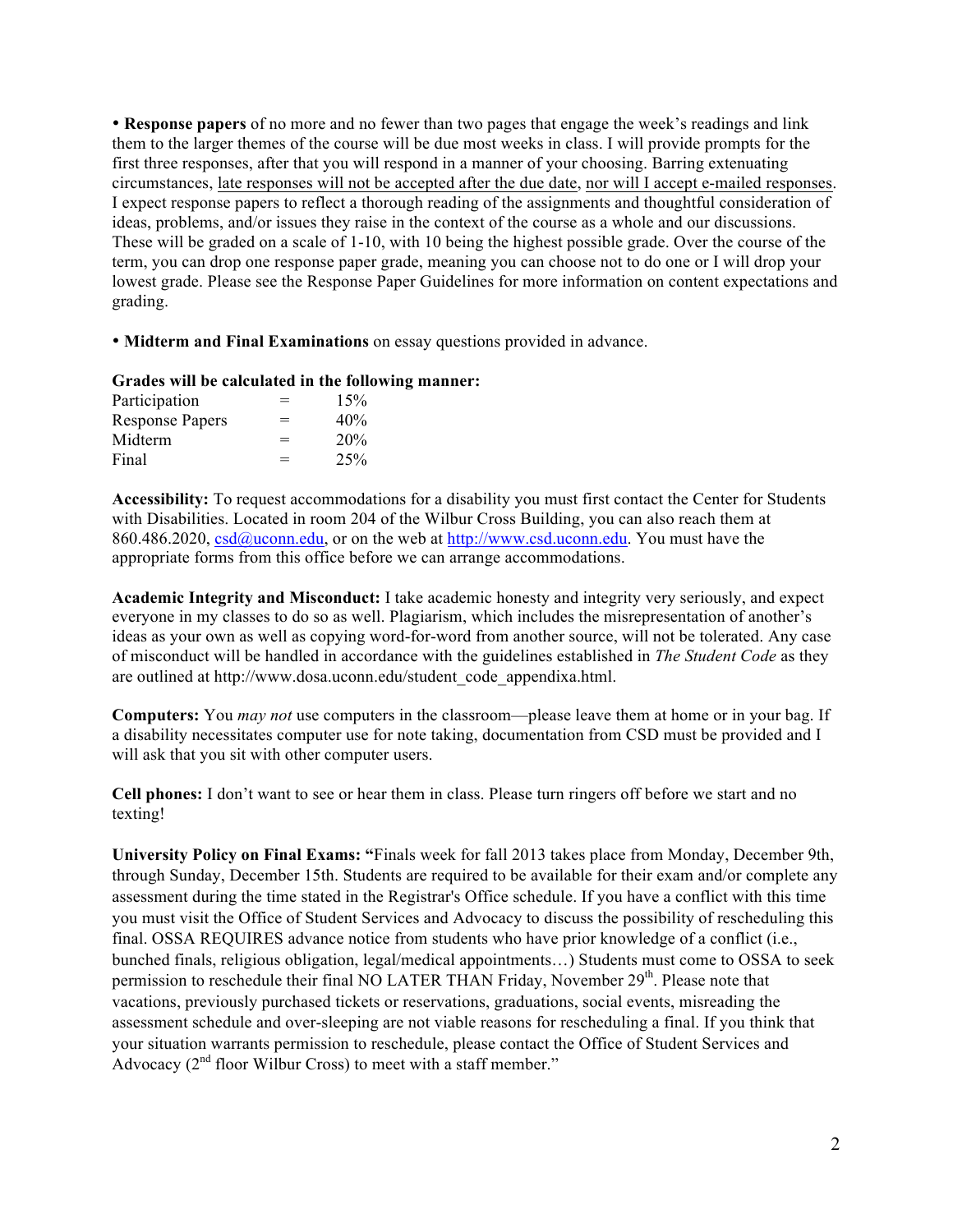• **Response papers** of no more and no fewer than two pages that engage the week's readings and link them to the larger themes of the course will be due most weeks in class. I will provide prompts for the first three responses, after that you will respond in a manner of your choosing. Barring extenuating circumstances, late responses will not be accepted after the due date, nor will I accept e-mailed responses. I expect response papers to reflect a thorough reading of the assignments and thoughtful consideration of ideas, problems, and/or issues they raise in the context of the course as a whole and our discussions. These will be graded on a scale of 1-10, with 10 being the highest possible grade. Over the course of the term, you can drop one response paper grade, meaning you can choose not to do one or I will drop your lowest grade. Please see the Response Paper Guidelines for more information on content expectations and grading.

• **Midterm and Final Examinations** on essay questions provided in advance.

**Grades will be calculated in the following manner:**

| | | |
|---|---|---|
| Participation | = | 15% |
| Response Papers | = | 40% |
| Midterm | = | 20% |
| Final | = | 25% |

**Accessibility:** To request accommodations for a disability you must first contact the Center for Students with Disabilities. Located in room 204 of the Wilbur Cross Building, you can also reach them at 860.486.2020, csd@uconn.edu, or on the web at http://www.csd.uconn.edu. You must have the appropriate forms from this office before we can arrange accommodations.

**Academic Integrity and Misconduct:** I take academic honesty and integrity very seriously, and expect everyone in my classes to do so as well. Plagiarism, which includes the misrepresentation of another's ideas as your own as well as copying word-for-word from another source, will not be tolerated. Any case of misconduct will be handled in accordance with the guidelines established in *The Student Code* as they are outlined at http://www.dosa.uconn.edu/student_code_appendixa.html.

**Computers:** You *may not* use computers in the classroom—please leave them at home or in your bag. If a disability necessitates computer use for note taking, documentation from CSD must be provided and I will ask that you sit with other computer users.

**Cell phones:** I don't want to see or hear them in class. Please turn ringers off before we start and no texting!

**University Policy on Final Exams: "**Finals week for fall 2013 takes place from Monday, December 9th, through Sunday, December 15th. Students are required to be available for their exam and/or complete any assessment during the time stated in the Registrar's Office schedule. If you have a conflict with this time you must visit the Office of Student Services and Advocacy to discuss the possibility of rescheduling this final. OSSA REQUIRES advance notice from students who have prior knowledge of a conflict (i.e., bunched finals, religious obligation, legal/medical appointments…) Students must come to OSSA to seek permission to reschedule their final NO LATER THAN Friday, November 29th. Please note that vacations, previously purchased tickets or reservations, graduations, social events, misreading the assessment schedule and over-sleeping are not viable reasons for rescheduling a final. If you think that your situation warrants permission to reschedule, please contact the Office of Student Services and Advocacy (2nd floor Wilbur Cross) to meet with a staff member."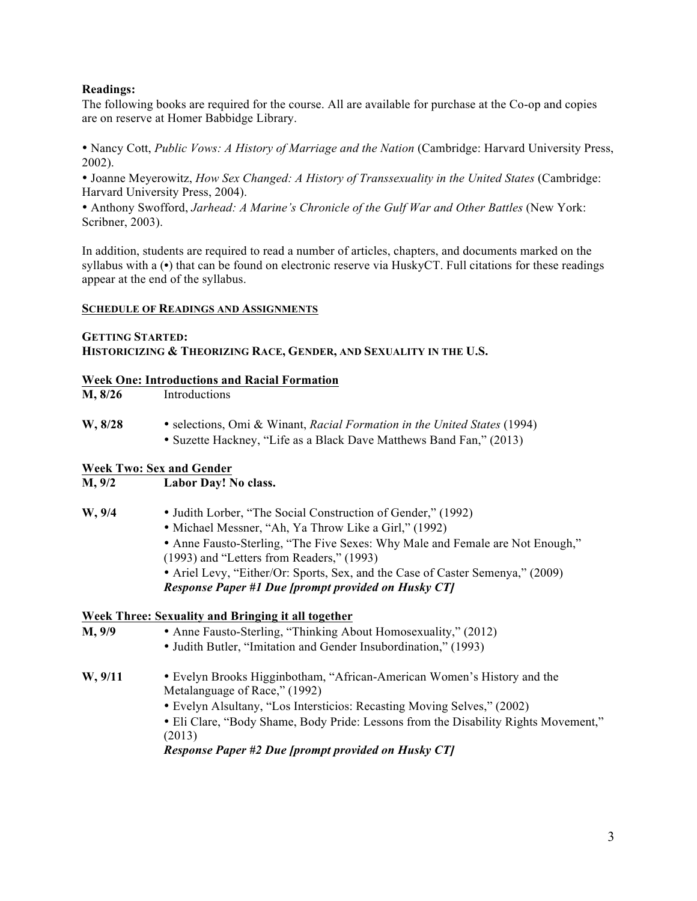**Readings:**
The following books are required for the course. All are available for purchase at the Co-op and copies are on reserve at Homer Babbidge Library.

• Nancy Cott, *Public Vows: A History of Marriage and the Nation* (Cambridge: Harvard University Press, 2002).
• Joanne Meyerowitz, *How Sex Changed: A History of Transsexuality in the United States* (Cambridge: Harvard University Press, 2004).
• Anthony Swofford, *Jarhead: A Marine's Chronicle of the Gulf War and Other Battles* (New York: Scribner, 2003).

In addition, students are required to read a number of articles, chapters, and documents marked on the syllabus with a (•) that can be found on electronic reserve via HuskyCT. Full citations for these readings appear at the end of the syllabus.

**SCHEDULE OF READINGS AND ASSIGNMENTS**

**GETTING STARTED:**
**HISTORICIZING & THEORIZING RACE, GENDER, AND SEXUALITY IN THE U.S.**

**Week One: Introductions and Racial Formation**

**M, 8/26** Introductions

**W, 8/28**
• selections, Omi & Winant, *Racial Formation in the United States* (1994)
• Suzette Hackney, "Life as a Black Dave Matthews Band Fan," (2013)

**Week Two: Sex and Gender**

**M, 9/2** **Labor Day! No class.**

**W, 9/4**
• Judith Lorber, "The Social Construction of Gender," (1992)
• Michael Messner, "Ah, Ya Throw Like a Girl," (1992)
• Anne Fausto-Sterling, "The Five Sexes: Why Male and Female are Not Enough," (1993) and "Letters from Readers," (1993)
• Ariel Levy, "Either/Or: Sports, Sex, and the Case of Caster Semenya," (2009)
***Response Paper #1 Due [prompt provided on Husky CT]***

**Week Three: Sexuality and Bringing it all together**

**M, 9/9**
• Anne Fausto-Sterling, "Thinking About Homosexuality," (2012)
• Judith Butler, "Imitation and Gender Insubordination," (1993)

**W, 9/11**
• Evelyn Brooks Higginbotham, "African-American Women's History and the Metalanguage of Race," (1992)
• Evelyn Alsultany, "Los Intersticios: Recasting Moving Selves," (2002)
• Eli Clare, "Body Shame, Body Pride: Lessons from the Disability Rights Movement," (2013)
***Response Paper #2 Due [prompt provided on Husky CT]***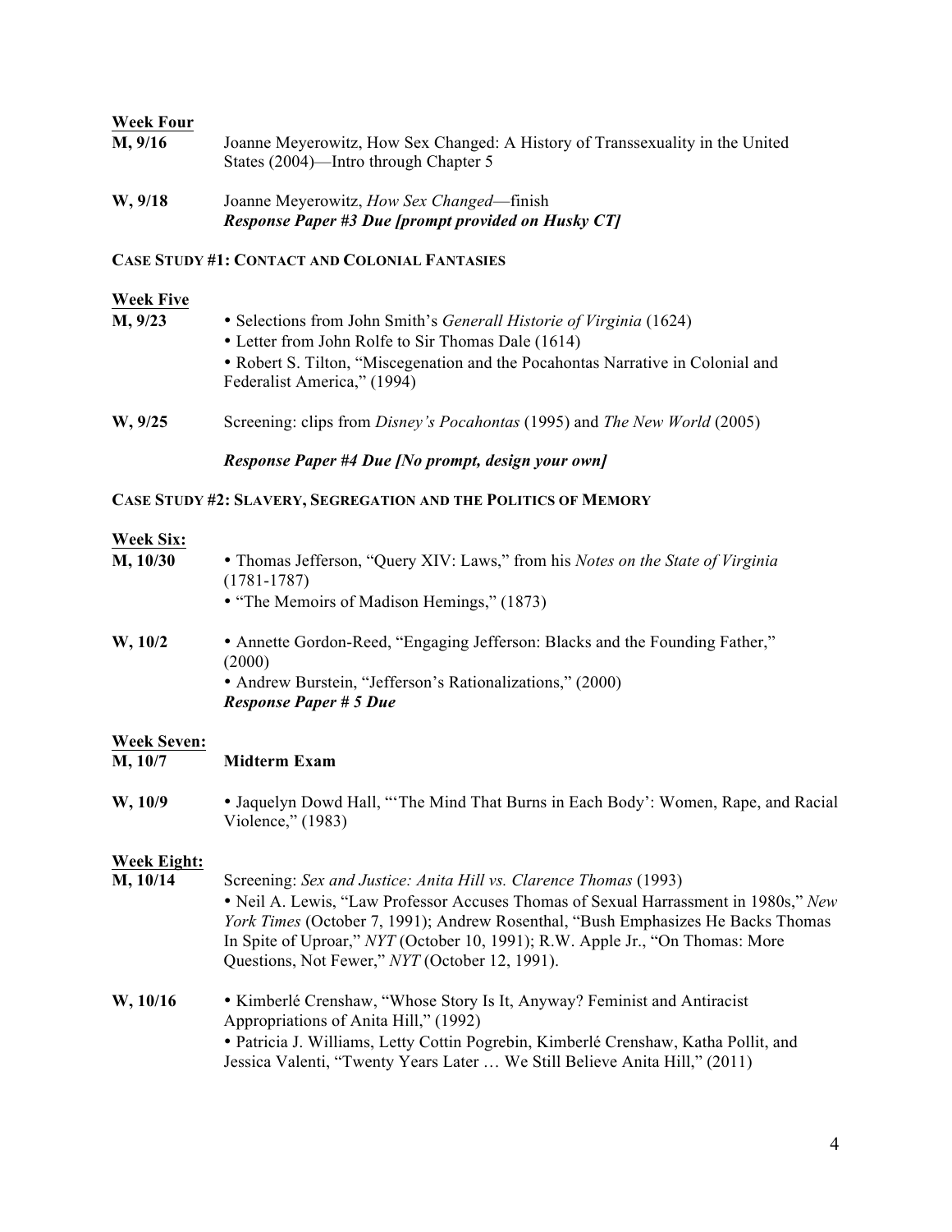**Week Four**

**M, 9/16** Joanne Meyerowitz, How Sex Changed: A History of Transsexuality in the United States (2004)—Intro through Chapter 5

**W, 9/18** Joanne Meyerowitz, *How Sex Changed*—finish
***Response Paper #3 Due [prompt provided on Husky CT]***

**CASE STUDY #1: CONTACT AND COLONIAL FANTASIES**

**Week Five**

**M, 9/23**
- Selections from John Smith's *Generall Historie of Virginia* (1624)
- Letter from John Rolfe to Sir Thomas Dale (1614)
- Robert S. Tilton, "Miscegenation and the Pocahontas Narrative in Colonial and Federalist America," (1994)

**W, 9/25** Screening: clips from *Disney's Pocahontas* (1995) and *The New World* (2005)

***Response Paper #4 Due [No prompt, design your own]***

**CASE STUDY #2: SLAVERY, SEGREGATION AND THE POLITICS OF MEMORY**

**Week Six:**

**M, 10/30**
- Thomas Jefferson, "Query XIV: Laws," from his *Notes on the State of Virginia* (1781-1787)
- "The Memoirs of Madison Hemings," (1873)

**W, 10/2**
- Annette Gordon-Reed, "Engaging Jefferson: Blacks and the Founding Father," (2000)
- Andrew Burstein, "Jefferson's Rationalizations," (2000)

***Response Paper # 5 Due***

**Week Seven:**

**M, 10/7** **Midterm Exam**

**W, 10/9**
- Jaquelyn Dowd Hall, "'The Mind That Burns in Each Body': Women, Rape, and Racial Violence," (1983)

**Week Eight:**

**M, 10/14** Screening: *Sex and Justice: Anita Hill vs. Clarence Thomas* (1993)
- Neil A. Lewis, "Law Professor Accuses Thomas of Sexual Harrassment in 1980s," *New York Times* (October 7, 1991); Andrew Rosenthal, "Bush Emphasizes He Backs Thomas In Spite of Uproar," *NYT* (October 10, 1991); R.W. Apple Jr., "On Thomas: More Questions, Not Fewer," *NYT* (October 12, 1991).

**W, 10/16**
- Kimberlé Crenshaw, "Whose Story Is It, Anyway? Feminist and Antiracist Appropriations of Anita Hill," (1992)
- Patricia J. Williams, Letty Cottin Pogrebin, Kimberlé Crenshaw, Katha Pollit, and Jessica Valenti, "Twenty Years Later … We Still Believe Anita Hill," (2011)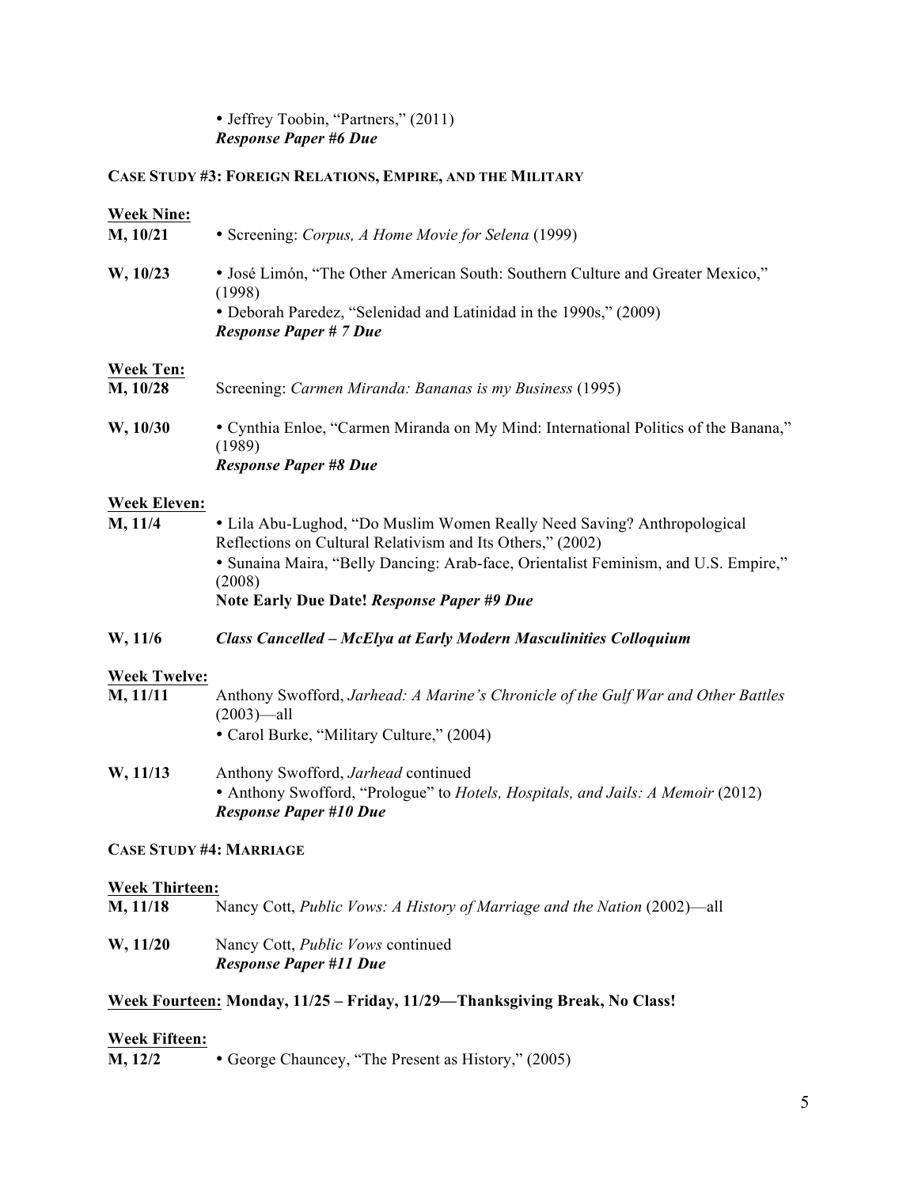• Jeffrey Toobin, "Partners," (2011)
***Response Paper #6 Due***

**CASE STUDY #3: FOREIGN RELATIONS, EMPIRE, AND THE MILITARY**

**Week Nine:**

**M, 10/21** • Screening: *Corpus, A Home Movie for Selena* (1999)

**W, 10/23** • José Limón, "The Other American South: Southern Culture and Greater Mexico," (1998)
• Deborah Paredez, "Selenidad and Latinidad in the 1990s," (2009)
***Response Paper # 7 Due***

**Week Ten:**

**M, 10/28** Screening: *Carmen Miranda: Bananas is my Business* (1995)

**W, 10/30** • Cynthia Enloe, "Carmen Miranda on My Mind: International Politics of the Banana," (1989)
***Response Paper #8 Due***

**Week Eleven:**

**M, 11/4** • Lila Abu-Lughod, "Do Muslim Women Really Need Saving? Anthropological Reflections on Cultural Relativism and Its Others," (2002)
• Sunaina Maira, "Belly Dancing: Arab-face, Orientalist Feminism, and U.S. Empire," (2008)
**Note Early Due Date! *Response Paper #9 Due***

**W, 11/6** ***Class Cancelled – McElya at Early Modern Masculinities Colloquium***

**Week Twelve:**

**M, 11/11** Anthony Swofford, *Jarhead: A Marine's Chronicle of the Gulf War and Other Battles* (2003)—all
• Carol Burke, "Military Culture," (2004)

**W, 11/13** Anthony Swofford, *Jarhead* continued
• Anthony Swofford, "Prologue" to *Hotels, Hospitals, and Jails: A Memoir* (2012)
***Response Paper #10 Due***

**CASE STUDY #4: MARRIAGE**

**Week Thirteen:**

**M, 11/18** Nancy Cott, *Public Vows: A History of Marriage and the Nation* (2002)—all

**W, 11/20** Nancy Cott, *Public Vows* continued
***Response Paper #11 Due***

**Week Fourteen: Monday, 11/25 – Friday, 11/29—Thanksgiving Break, No Class!**

**Week Fifteen:**

**M, 12/2** • George Chauncey, "The Present as History," (2005)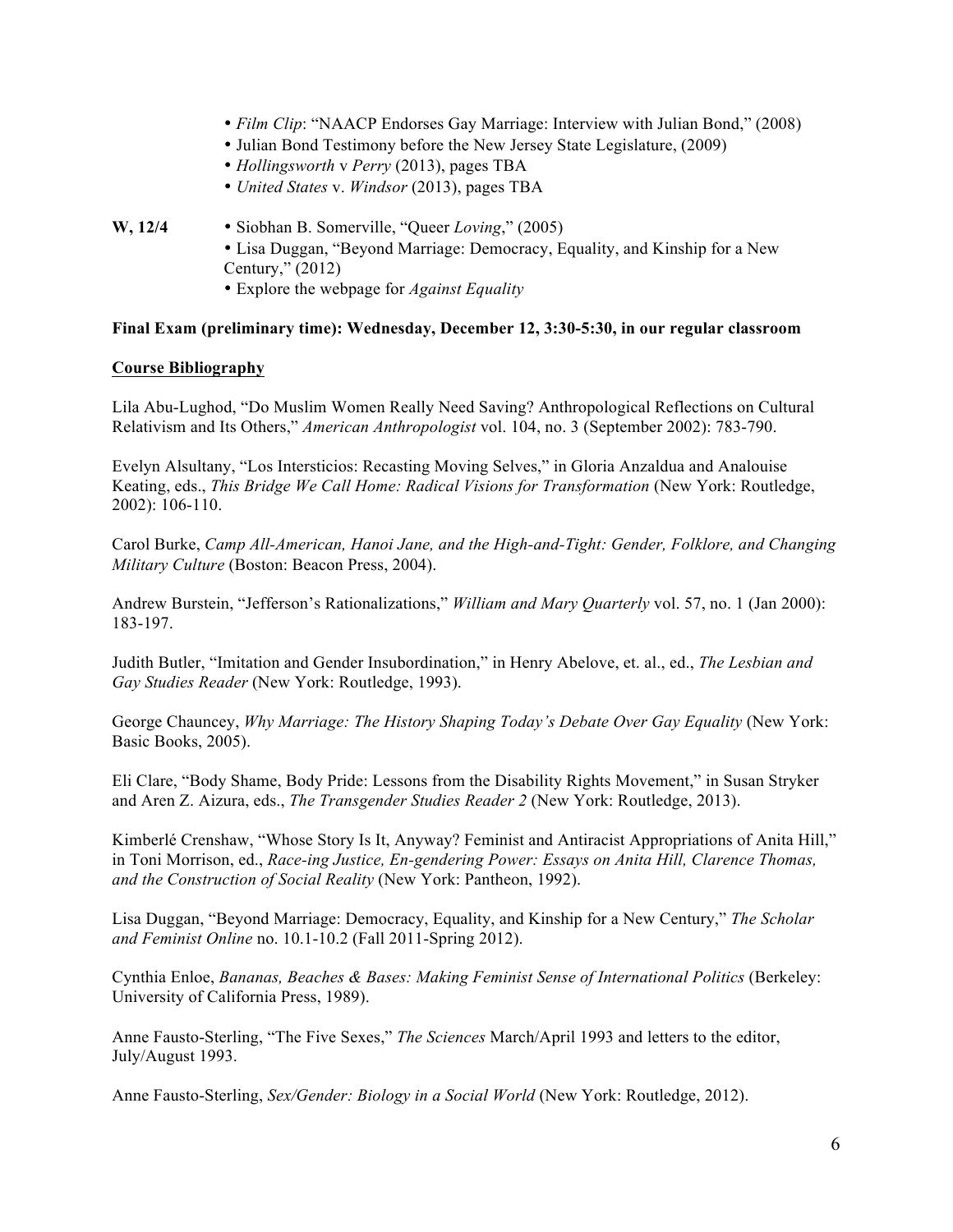- *Film Clip*: "NAACP Endorses Gay Marriage: Interview with Julian Bond," (2008)
- Julian Bond Testimony before the New Jersey State Legislature, (2009)
- *Hollingsworth* v *Perry* (2013), pages TBA
- *United States* v. *Windsor* (2013), pages TBA

**W, 12/4**
- Siobhan B. Somerville, "Queer *Loving*," (2005)
- Lisa Duggan, "Beyond Marriage: Democracy, Equality, and Kinship for a New Century," (2012)
- Explore the webpage for *Against Equality*

**Final Exam (preliminary time): Wednesday, December 12, 3:30-5:30, in our regular classroom**

**Course Bibliography**

Lila Abu-Lughod, "Do Muslim Women Really Need Saving? Anthropological Reflections on Cultural Relativism and Its Others," *American Anthropologist* vol. 104, no. 3 (September 2002): 783-790.

Evelyn Alsultany, "Los Intersticios: Recasting Moving Selves," in Gloria Anzaldua and Analouise Keating, eds., *This Bridge We Call Home: Radical Visions for Transformation* (New York: Routledge, 2002): 106-110.

Carol Burke, *Camp All-American, Hanoi Jane, and the High-and-Tight: Gender, Folklore, and Changing Military Culture* (Boston: Beacon Press, 2004).

Andrew Burstein, "Jefferson's Rationalizations," *William and Mary Quarterly* vol. 57, no. 1 (Jan 2000): 183-197.

Judith Butler, "Imitation and Gender Insubordination," in Henry Abelove, et. al., ed., *The Lesbian and Gay Studies Reader* (New York: Routledge, 1993).

George Chauncey, *Why Marriage: The History Shaping Today's Debate Over Gay Equality* (New York: Basic Books, 2005).

Eli Clare, "Body Shame, Body Pride: Lessons from the Disability Rights Movement," in Susan Stryker and Aren Z. Aizura, eds., *The Transgender Studies Reader 2* (New York: Routledge, 2013).

Kimberlé Crenshaw, "Whose Story Is It, Anyway? Feminist and Antiracist Appropriations of Anita Hill," in Toni Morrison, ed., *Race-ing Justice, En-gendering Power: Essays on Anita Hill, Clarence Thomas, and the Construction of Social Reality* (New York: Pantheon, 1992).

Lisa Duggan, "Beyond Marriage: Democracy, Equality, and Kinship for a New Century," *The Scholar and Feminist Online* no. 10.1-10.2 (Fall 2011-Spring 2012).

Cynthia Enloe, *Bananas, Beaches & Bases: Making Feminist Sense of International Politics* (Berkeley: University of California Press, 1989).

Anne Fausto-Sterling, "The Five Sexes," *The Sciences* March/April 1993 and letters to the editor, July/August 1993.

Anne Fausto-Sterling, *Sex/Gender: Biology in a Social World* (New York: Routledge, 2012).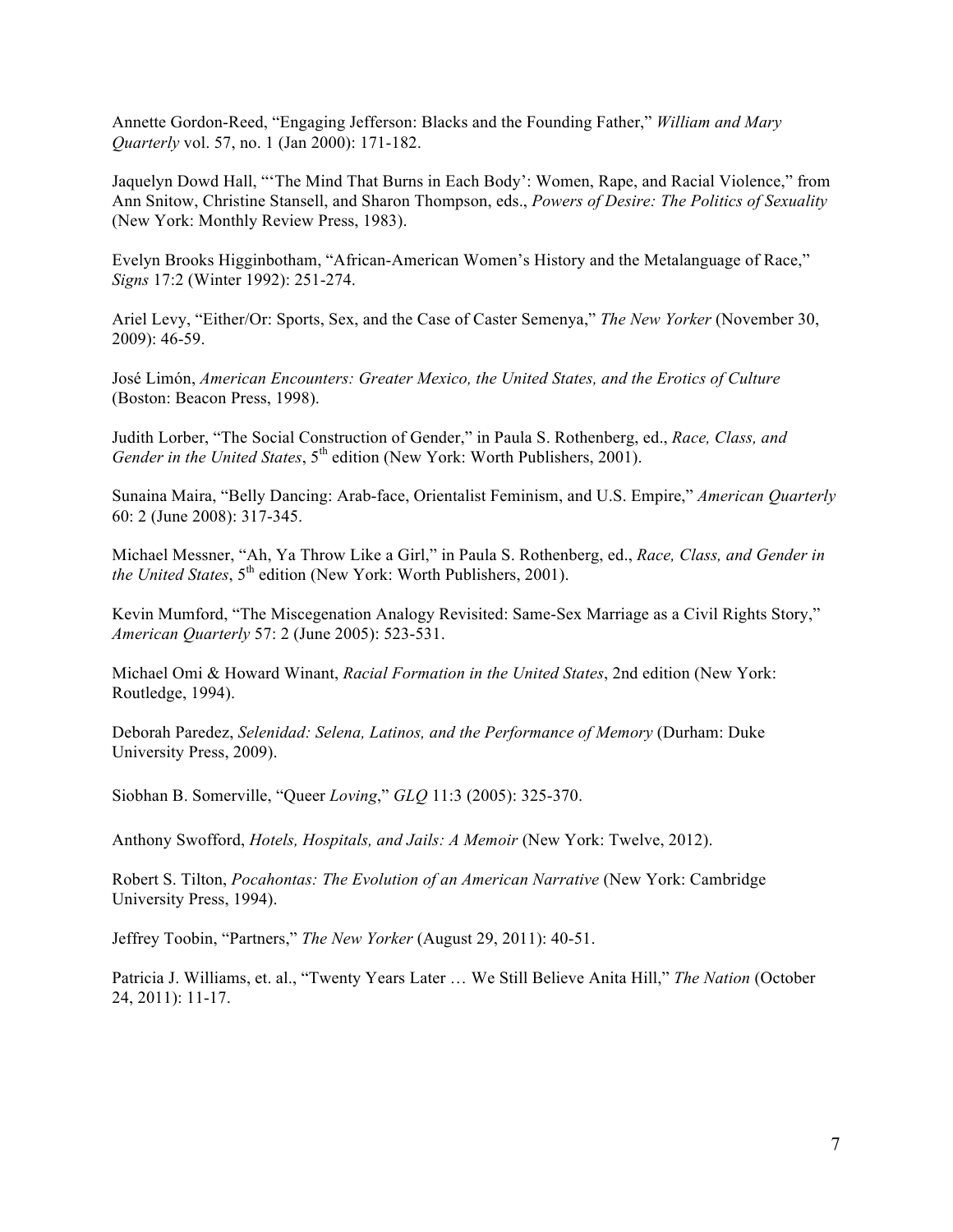Annette Gordon-Reed, "Engaging Jefferson: Blacks and the Founding Father," *William and Mary Quarterly* vol. 57, no. 1 (Jan 2000): 171-182.

Jaquelyn Dowd Hall, "'The Mind That Burns in Each Body': Women, Rape, and Racial Violence," from Ann Snitow, Christine Stansell, and Sharon Thompson, eds., *Powers of Desire: The Politics of Sexuality* (New York: Monthly Review Press, 1983).

Evelyn Brooks Higginbotham, "African-American Women's History and the Metalanguage of Race," *Signs* 17:2 (Winter 1992): 251-274.

Ariel Levy, "Either/Or: Sports, Sex, and the Case of Caster Semenya," *The New Yorker* (November 30, 2009): 46-59.

José Limón, *American Encounters: Greater Mexico, the United States, and the Erotics of Culture* (Boston: Beacon Press, 1998).

Judith Lorber, "The Social Construction of Gender," in Paula S. Rothenberg, ed., *Race, Class, and Gender in the United States*, 5th edition (New York: Worth Publishers, 2001).

Sunaina Maira, "Belly Dancing: Arab-face, Orientalist Feminism, and U.S. Empire," *American Quarterly* 60: 2 (June 2008): 317-345.

Michael Messner, "Ah, Ya Throw Like a Girl," in Paula S. Rothenberg, ed., *Race, Class, and Gender in the United States*, 5th edition (New York: Worth Publishers, 2001).

Kevin Mumford, "The Miscegenation Analogy Revisited: Same-Sex Marriage as a Civil Rights Story," *American Quarterly* 57: 2 (June 2005): 523-531.

Michael Omi & Howard Winant, *Racial Formation in the United States*, 2nd edition (New York: Routledge, 1994).

Deborah Paredez, *Selenidad: Selena, Latinos, and the Performance of Memory* (Durham: Duke University Press, 2009).

Siobhan B. Somerville, "Queer *Loving*," *GLQ* 11:3 (2005): 325-370.

Anthony Swofford, *Hotels, Hospitals, and Jails: A Memoir* (New York: Twelve, 2012).

Robert S. Tilton, *Pocahontas: The Evolution of an American Narrative* (New York: Cambridge University Press, 1994).

Jeffrey Toobin, "Partners," *The New Yorker* (August 29, 2011): 40-51.

Patricia J. Williams, et. al., "Twenty Years Later … We Still Believe Anita Hill," *The Nation* (October 24, 2011): 11-17.